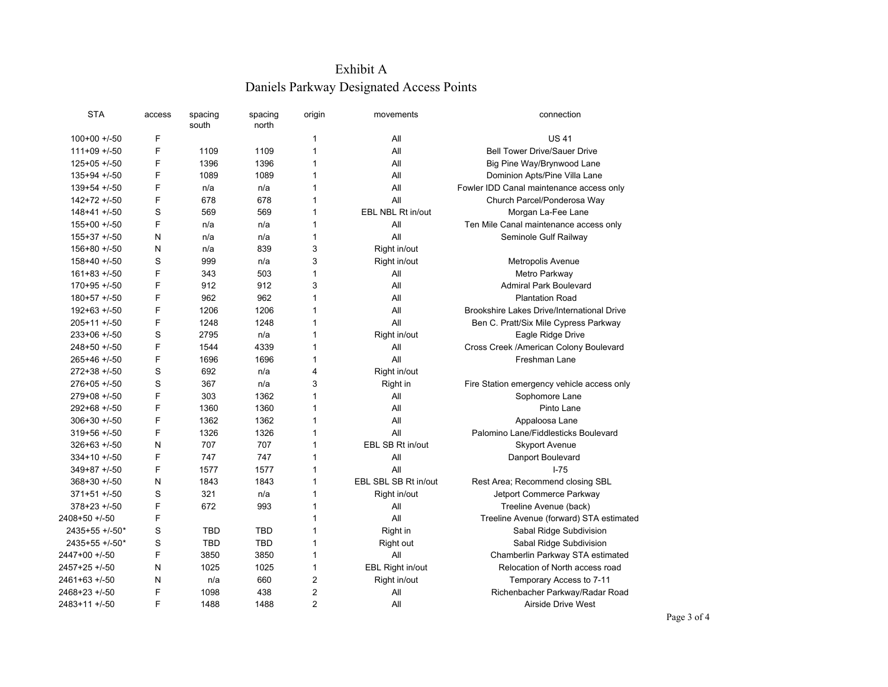# Exhibit A

## Daniels Parkway Designated Access Points

| STA | access | spacing south | spacing north | origin | movements | connection |
|---|---|---|---|---|---|---|
| 100+00 +/-50 | F | | | 1 | All | US 41 |
| 111+09 +/-50 | F | 1109 | 1109 | 1 | All | Bell Tower Drive/Sauer Drive |
| 125+05 +/-50 | F | 1396 | 1396 | 1 | All | Big Pine Way/Brynwood Lane |
| 135+94 +/-50 | F | 1089 | 1089 | 1 | All | Dominion Apts/Pine Villa Lane |
| 139+54 +/-50 | F | n/a | n/a | 1 | All | Fowler IDD Canal maintenance access only |
| 142+72 +/-50 | F | 678 | 678 | 1 | All | Church Parcel/Ponderosa Way |
| 148+41 +/-50 | S | 569 | 569 | 1 | EBL NBL Rt in/out | Morgan La-Fee Lane |
| 155+00 +/-50 | F | n/a | n/a | 1 | All | Ten Mile Canal maintenance access only |
| 155+37 +/-50 | N | n/a | n/a | 1 | All | Seminole Gulf Railway |
| 156+80 +/-50 | N | n/a | 839 | 3 | Right in/out | |
| 158+40 +/-50 | S | 999 | n/a | 3 | Right in/out | Metropolis Avenue |
| 161+83 +/-50 | F | 343 | 503 | 1 | All | Metro Parkway |
| 170+95 +/-50 | F | 912 | 912 | 3 | All | Admiral Park Boulevard |
| 180+57 +/-50 | F | 962 | 962 | 1 | All | Plantation Road |
| 192+63 +/-50 | F | 1206 | 1206 | 1 | All | Brookshire Lakes Drive/International Drive |
| 205+11 +/-50 | F | 1248 | 1248 | 1 | All | Ben C. Pratt/Six Mile Cypress Parkway |
| 233+06 +/-50 | S | 2795 | n/a | 1 | Right in/out | Eagle Ridge Drive |
| 248+50 +/-50 | F | 1544 | 4339 | 1 | All | Cross Creek /American Colony Boulevard |
| 265+46 +/-50 | F | 1696 | 1696 | 1 | All | Freshman Lane |
| 272+38 +/-50 | S | 692 | n/a | 4 | Right in/out | |
| 276+05 +/-50 | S | 367 | n/a | 3 | Right in | Fire Station emergency vehicle access only |
| 279+08 +/-50 | F | 303 | 1362 | 1 | All | Sophomore Lane |
| 292+68 +/-50 | F | 1360 | 1360 | 1 | All | Pinto Lane |
| 306+30 +/-50 | F | 1362 | 1362 | 1 | All | Appaloosa Lane |
| 319+56 +/-50 | F | 1326 | 1326 | 1 | All | Palomino Lane/Fiddlesticks Boulevard |
| 326+63 +/-50 | N | 707 | 707 | 1 | EBL SB Rt in/out | Skyport Avenue |
| 334+10 +/-50 | F | 747 | 747 | 1 | All | Danport Boulevard |
| 349+87 +/-50 | F | 1577 | 1577 | 1 | All | I-75 |
| 368+30 +/-50 | N | 1843 | 1843 | 1 | EBL SBL SB Rt in/out | Rest Area; Recommend closing SBL |
| 371+51 +/-50 | S | 321 | n/a | 1 | Right in/out | Jetport Commerce Parkway |
| 378+23 +/-50 | F | 672 | 993 | 1 | All | Treeline Avenue (back) |
| 2408+50 +/-50 | F | | | 1 | All | Treeline Avenue (forward) STA estimated |
| 2435+55 +/-50* | S | TBD | TBD | 1 | Right in | Sabal Ridge Subdivision |
| 2435+55 +/-50* | S | TBD | TBD | 1 | Right out | Sabal Ridge Subdivision |
| 2447+00 +/-50 | F | 3850 | 3850 | 1 | All | Chamberlin Parkway STA estimated |
| 2457+25 +/-50 | N | 1025 | 1025 | 1 | EBL Right in/out | Relocation of North access road |
| 2461+63 +/-50 | N | n/a | 660 | 2 | Right in/out | Temporary Access to 7-11 |
| 2468+23 +/-50 | F | 1098 | 438 | 2 | All | Richenbacher Parkway/Radar Road |
| 2483+11 +/-50 | F | 1488 | 1488 | 2 | All | Airside Drive West |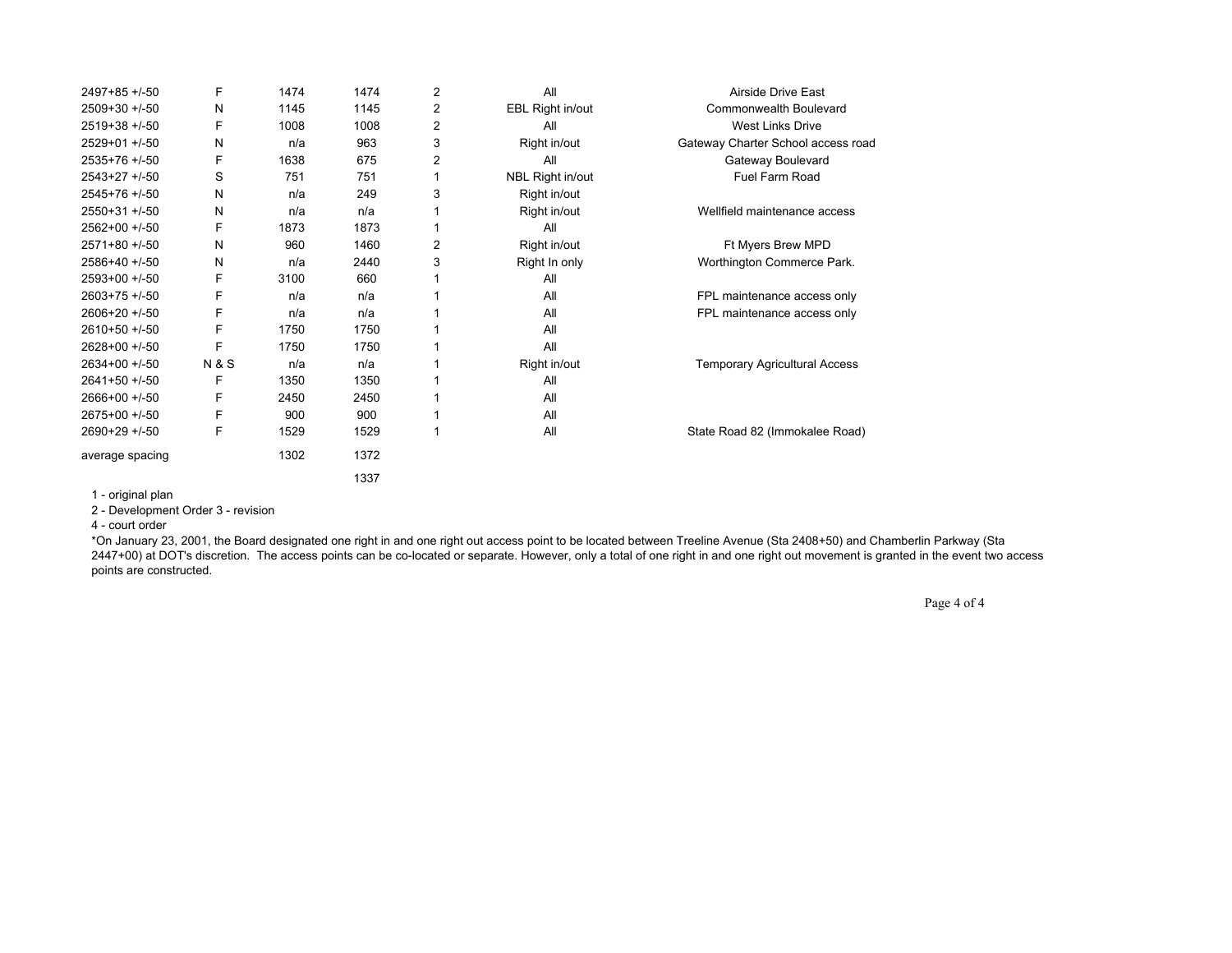| | | | | | | |
|---|---|---|---|---|---|---|
| 2497+85 +/-50 | F | 1474 | 1474 | 2 | All | Airside Drive East |
| 2509+30 +/-50 | N | 1145 | 1145 | 2 | EBL Right in/out | Commonwealth Boulevard |
| 2519+38 +/-50 | F | 1008 | 1008 | 2 | All | West Links Drive |
| 2529+01 +/-50 | N | n/a | 963 | 3 | Right in/out | Gateway Charter School access road |
| 2535+76 +/-50 | F | 1638 | 675 | 2 | All | Gateway Boulevard |
| 2543+27 +/-50 | S | 751 | 751 | 1 | NBL Right in/out | Fuel Farm Road |
| 2545+76 +/-50 | N | n/a | 249 | 3 | Right in/out | |
| 2550+31 +/-50 | N | n/a | n/a | 1 | Right in/out | Wellfield maintenance access |
| 2562+00 +/-50 | F | 1873 | 1873 | 1 | All | |
| 2571+80 +/-50 | N | 960 | 1460 | 2 | Right in/out | Ft Myers Brew MPD |
| 2586+40 +/-50 | N | n/a | 2440 | 3 | Right In only | Worthington Commerce Park. |
| 2593+00 +/-50 | F | 3100 | 660 | 1 | All | |
| 2603+75 +/-50 | F | n/a | n/a | 1 | All | FPL maintenance access only |
| 2606+20 +/-50 | F | n/a | n/a | 1 | All | FPL maintenance access only |
| 2610+50 +/-50 | F | 1750 | 1750 | 1 | All | |
| 2628+00 +/-50 | F | 1750 | 1750 | 1 | All | |
| 2634+00 +/-50 | N & S | n/a | n/a | 1 | Right in/out | Temporary Agricultural Access |
| 2641+50 +/-50 | F | 1350 | 1350 | 1 | All | |
| 2666+00 +/-50 | F | 2450 | 2450 | 1 | All | |
| 2675+00 +/-50 | F | 900 | 900 | 1 | All | |
| 2690+29 +/-50 | F | 1529 | 1529 | 1 | All | State Road 82 (Immokalee Road) |
| average spacing | | 1302 | 1372 | | | |
| | | | 1337 | | | |

1 - original plan

2 - Development Order 3 - revision

4 - court order

*On January 23, 2001, the Board designated one right in and one right out access point to be located between Treeline Avenue (Sta 2408+50) and Chamberlin Parkway (Sta 2447+00) at DOT's discretion. The access points can be co-located or separate. However, only a total of one right in and one right out movement is granted in the event two access points are constructed.